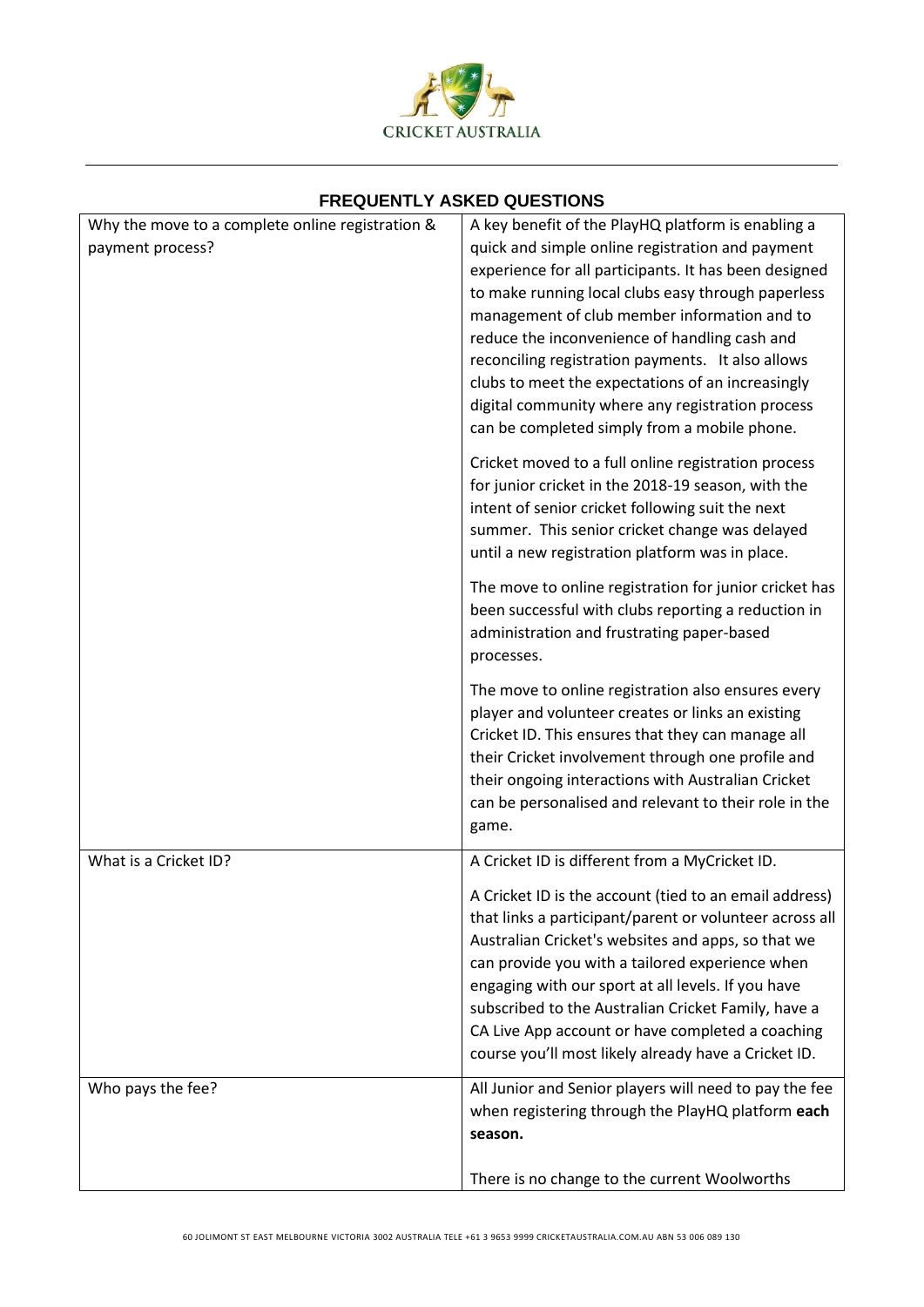# FREQUENTLY ASKED QUESTIONS

| | |
|---|---|
| Why the move to a complete online registration & payment process? | A key benefit of the PlayHQ platform is enabling a quick and simple online registration and payment experience for all participants. It has been designed to make running local clubs easy through paperless management of club member information and to reduce the inconvenience of handling cash and reconciling registration payments. It also allows clubs to meet the expectations of an increasingly digital community where any registration process can be completed simply from a mobile phone.<br><br>Cricket moved to a full online registration process for junior cricket in the 2018-19 season, with the intent of senior cricket following suit the next summer. This senior cricket change was delayed until a new registration platform was in place.<br><br>The move to online registration for junior cricket has been successful with clubs reporting a reduction in administration and frustrating paper-based processes.<br><br>The move to online registration also ensures every player and volunteer creates or links an existing Cricket ID. This ensures that they can manage all their Cricket involvement through one profile and their ongoing interactions with Australian Cricket can be personalised and relevant to their role in the game. |
| What is a Cricket ID? | A Cricket ID is different from a MyCricket ID.<br><br>A Cricket ID is the account (tied to an email address) that links a participant/parent or volunteer across all Australian Cricket's websites and apps, so that we can provide you with a tailored experience when engaging with our sport at all levels. If you have subscribed to the Australian Cricket Family, have a CA Live App account or have completed a coaching course you'll most likely already have a Cricket ID. |
| Who pays the fee? | All Junior and Senior players will need to pay the fee when registering through the PlayHQ platform **each season.**<br><br>There is no change to the current Woolworths |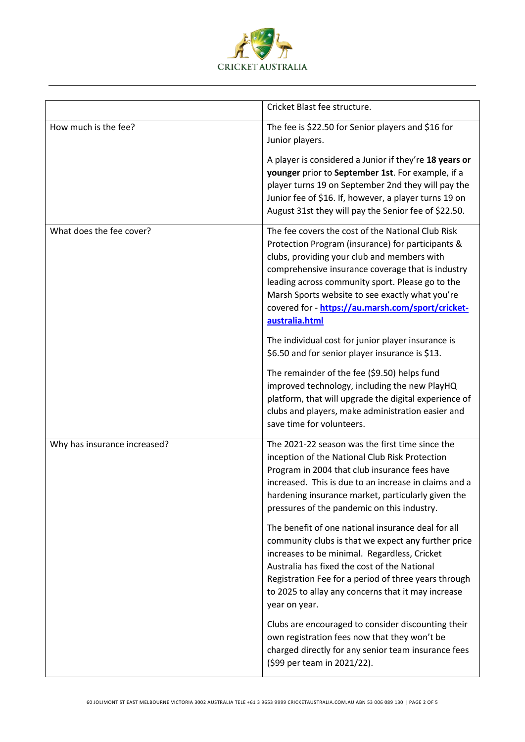| | Cricket Blast fee structure. |
|---|---|
| How much is the fee? | The fee is $22.50 for Senior players and $16 for Junior players.<br><br>A player is considered a Junior if they're **18 years or younger** prior to **September 1st**. For example, if a player turns 19 on September 2nd they will pay the Junior fee of $16. If, however, a player turns 19 on August 31st they will pay the Senior fee of $22.50. |
| What does the fee cover? | The fee covers the cost of the National Club Risk Protection Program (insurance) for participants & clubs, providing your club and members with comprehensive insurance coverage that is industry leading across community sport. Please go to the Marsh Sports website to see exactly what you're covered for - **[https://au.marsh.com/sport/cricket-australia.html](https://au.marsh.com/sport/cricket-australia.html)**<br><br>The individual cost for junior player insurance is $6.50 and for senior player insurance is $13.<br><br>The remainder of the fee ($9.50) helps fund improved technology, including the new PlayHQ platform, that will upgrade the digital experience of clubs and players, make administration easier and save time for volunteers. |
| Why has insurance increased? | The 2021-22 season was the first time since the inception of the National Club Risk Protection Program in 2004 that club insurance fees have increased. This is due to an increase in claims and a hardening insurance market, particularly given the pressures of the pandemic on this industry.<br><br>The benefit of one national insurance deal for all community clubs is that we expect any further price increases to be minimal. Regardless, Cricket Australia has fixed the cost of the National Registration Fee for a period of three years through to 2025 to allay any concerns that it may increase year on year.<br><br>Clubs are encouraged to consider discounting their own registration fees now that they won't be charged directly for any senior team insurance fees ($99 per team in 2021/22). |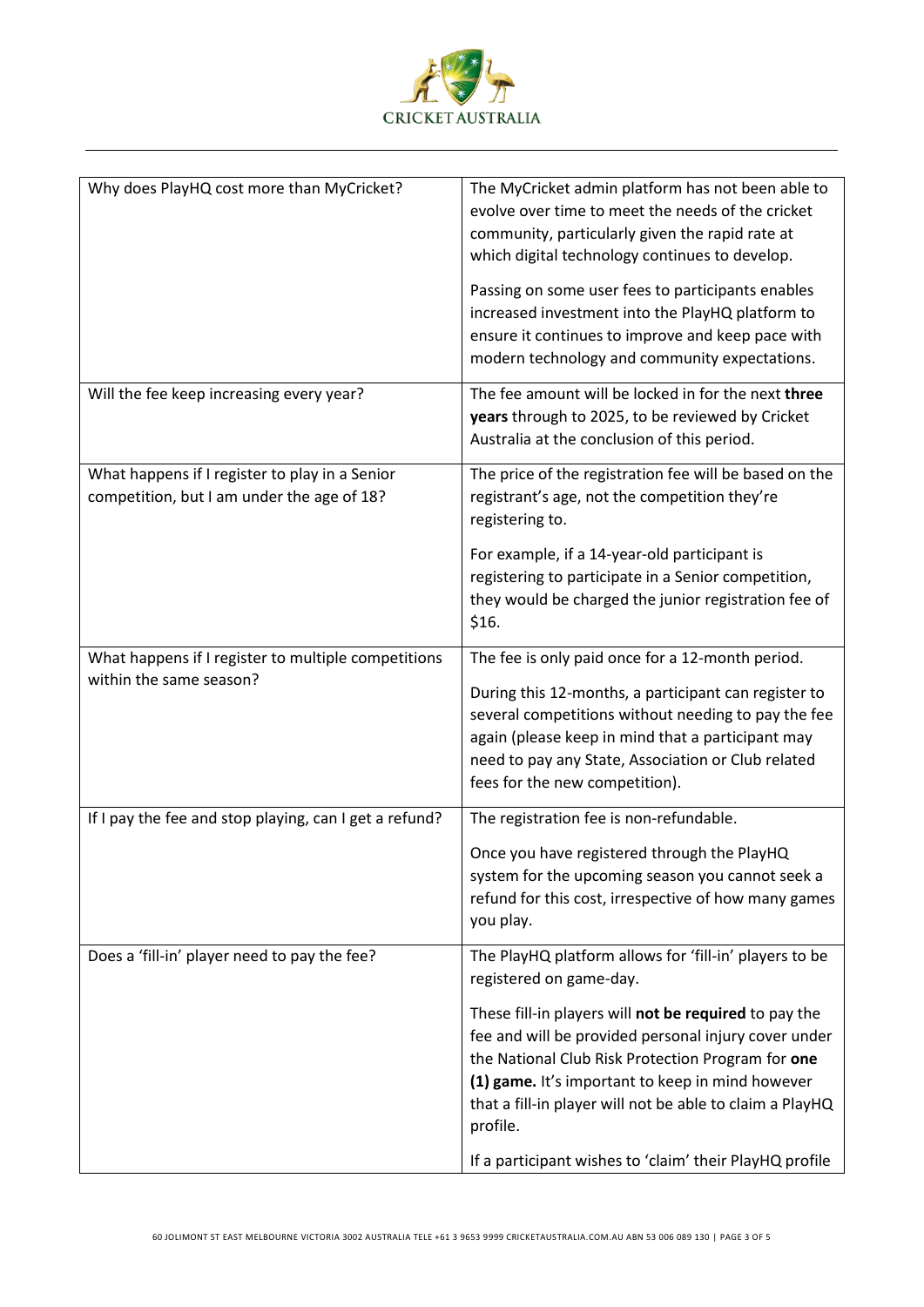| | |
|---|---|
| Why does PlayHQ cost more than MyCricket? | The MyCricket admin platform has not been able to evolve over time to meet the needs of the cricket community, particularly given the rapid rate at which digital technology continues to develop.<br><br>Passing on some user fees to participants enables increased investment into the PlayHQ platform to ensure it continues to improve and keep pace with modern technology and community expectations. |
| Will the fee keep increasing every year? | The fee amount will be locked in for the next **three years** through to 2025, to be reviewed by Cricket Australia at the conclusion of this period. |
| What happens if I register to play in a Senior competition, but I am under the age of 18? | The price of the registration fee will be based on the registrant's age, not the competition they're registering to.<br><br>For example, if a 14-year-old participant is registering to participate in a Senior competition, they would be charged the junior registration fee of $16. |
| What happens if I register to multiple competitions within the same season? | The fee is only paid once for a 12-month period.<br><br>During this 12-months, a participant can register to several competitions without needing to pay the fee again (please keep in mind that a participant may need to pay any State, Association or Club related fees for the new competition). |
| If I pay the fee and stop playing, can I get a refund? | The registration fee is non-refundable.<br><br>Once you have registered through the PlayHQ system for the upcoming season you cannot seek a refund for this cost, irrespective of how many games you play. |
| Does a 'fill-in' player need to pay the fee? | The PlayHQ platform allows for 'fill-in' players to be registered on game-day.<br><br>These fill-in players will **not be required** to pay the fee and will be provided personal injury cover under the National Club Risk Protection Program for **one (1) game.** It's important to keep in mind however that a fill-in player will not be able to claim a PlayHQ profile.<br><br>If a participant wishes to 'claim' their PlayHQ profile |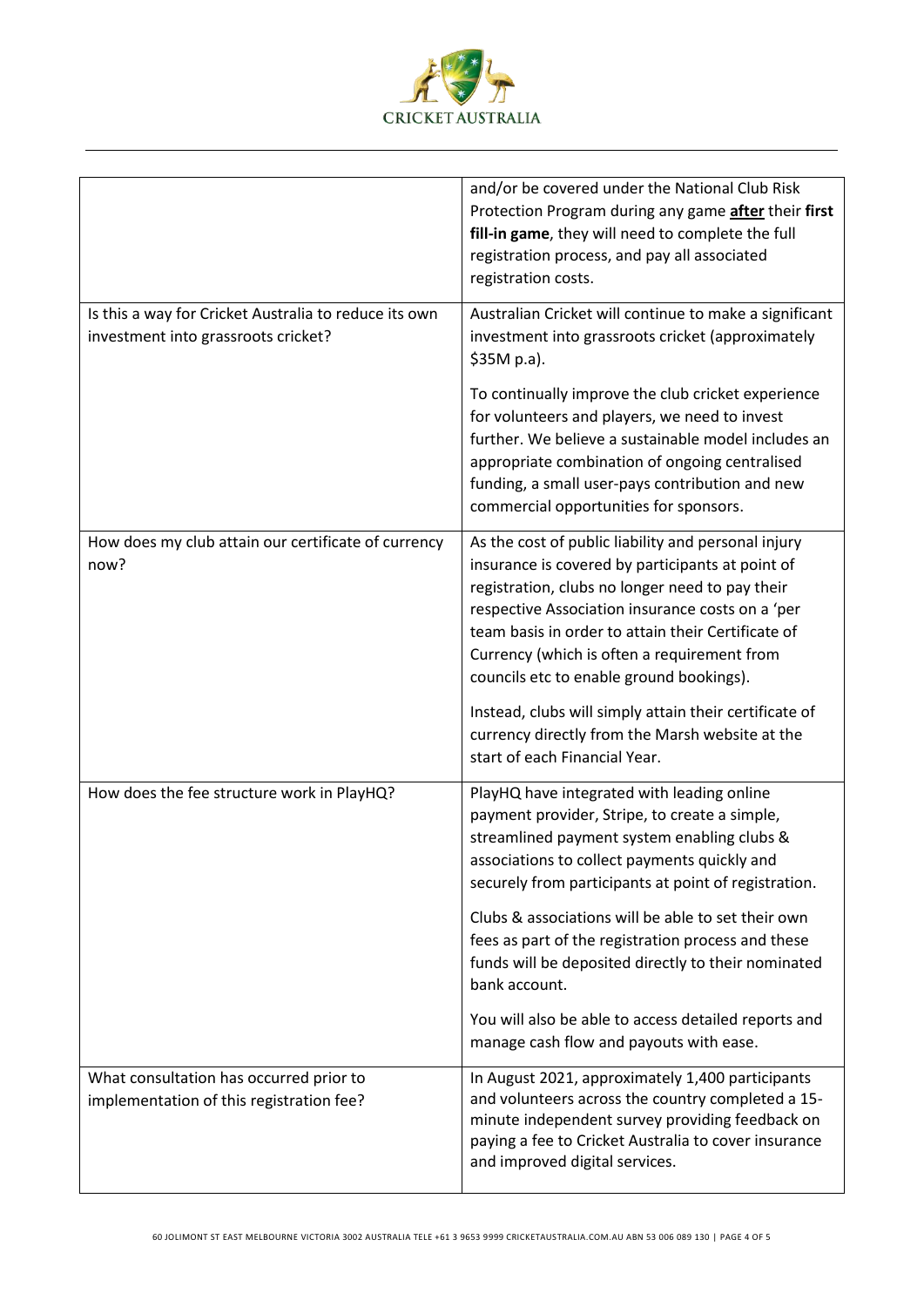| | |
|---|---|
| | and/or be covered under the National Club Risk Protection Program during any game **after** their **first fill-in game**, they will need to complete the full registration process, and pay all associated registration costs. |
| Is this a way for Cricket Australia to reduce its own investment into grassroots cricket? | Australian Cricket will continue to make a significant investment into grassroots cricket (approximately $35M p.a).<br><br>To continually improve the club cricket experience for volunteers and players, we need to invest further. We believe a sustainable model includes an appropriate combination of ongoing centralised funding, a small user-pays contribution and new commercial opportunities for sponsors. |
| How does my club attain our certificate of currency now? | As the cost of public liability and personal injury insurance is covered by participants at point of registration, clubs no longer need to pay their respective Association insurance costs on a 'per team basis in order to attain their Certificate of Currency (which is often a requirement from councils etc to enable ground bookings).<br><br>Instead, clubs will simply attain their certificate of currency directly from the Marsh website at the start of each Financial Year. |
| How does the fee structure work in PlayHQ? | PlayHQ have integrated with leading online payment provider, Stripe, to create a simple, streamlined payment system enabling clubs & associations to collect payments quickly and securely from participants at point of registration.<br><br>Clubs & associations will be able to set their own fees as part of the registration process and these funds will be deposited directly to their nominated bank account.<br><br>You will also be able to access detailed reports and manage cash flow and payouts with ease. |
| What consultation has occurred prior to implementation of this registration fee? | In August 2021, approximately 1,400 participants and volunteers across the country completed a 15-minute independent survey providing feedback on paying a fee to Cricket Australia to cover insurance and improved digital services. |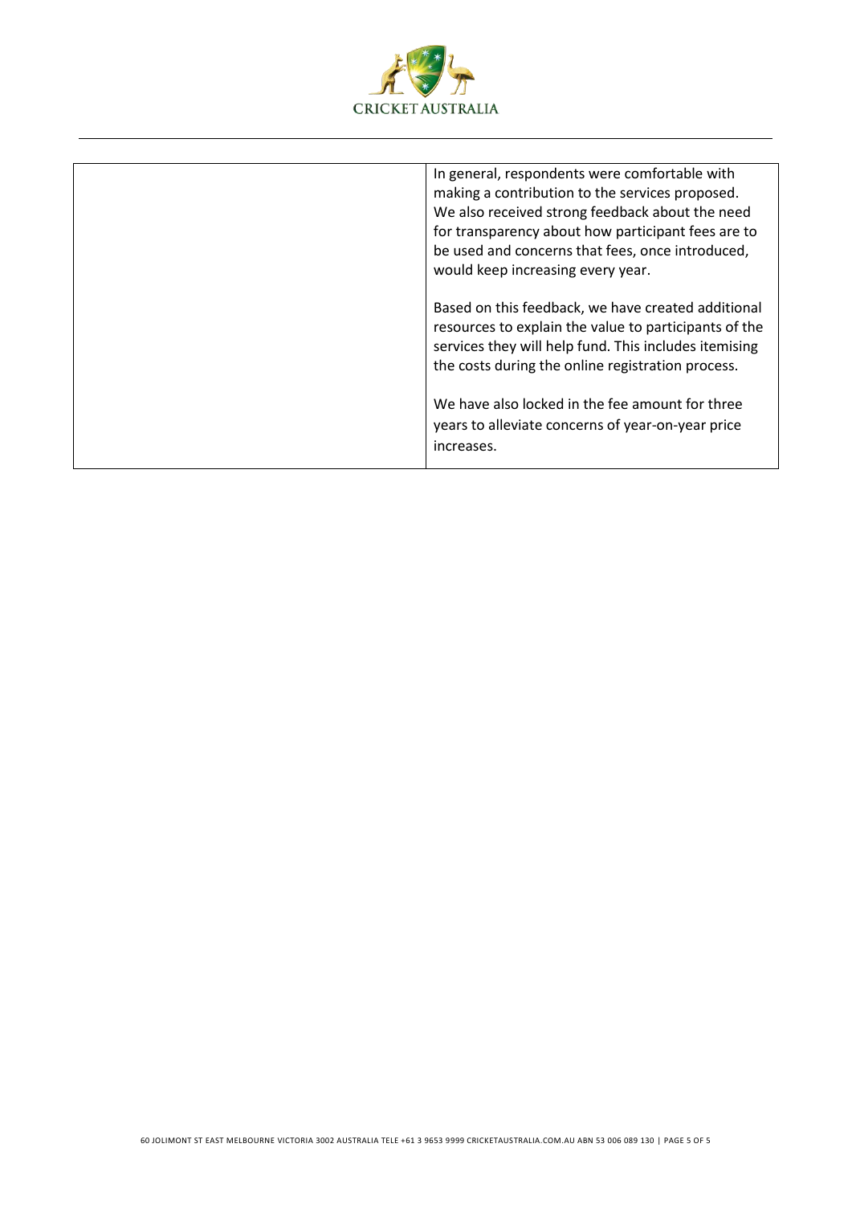| | |
|---|---|
| | In general, respondents were comfortable with making a contribution to the services proposed. We also received strong feedback about the need for transparency about how participant fees are to be used and concerns that fees, once introduced, would keep increasing every year.<br><br>Based on this feedback, we have created additional resources to explain the value to participants of the services they will help fund. This includes itemising the costs during the online registration process.<br><br>We have also locked in the fee amount for three years to alleviate concerns of year-on-year price increases. |